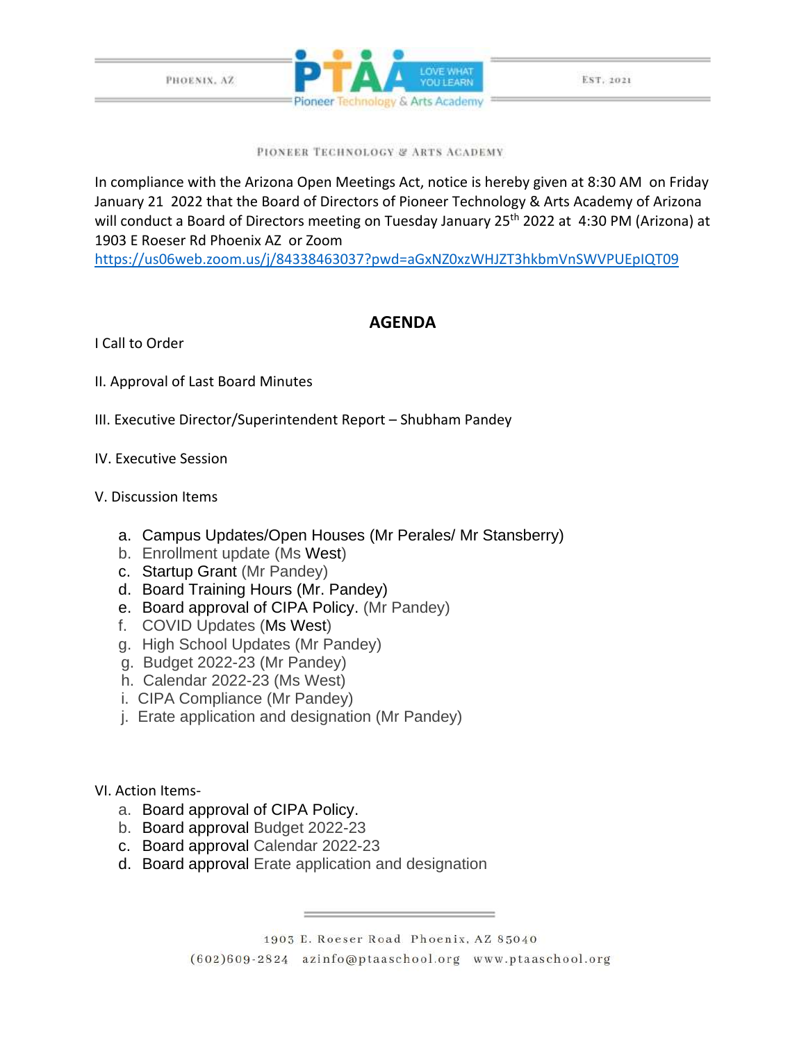PHOENIX, AZ — PTAA LOVE WHAT YOU LEARN — Pioneer Technology & Arts Academy — EST. 2021

PIONEER TECHNOLOGY & ARTS ACADEMY

In compliance with the Arizona Open Meetings Act, notice is hereby given at 8:30 AM on Friday January 21 2022 that the Board of Directors of Pioneer Technology & Arts Academy of Arizona will conduct a Board of Directors meeting on Tuesday January 25th 2022 at 4:30 PM (Arizona) at 1903 E Roeser Rd Phoenix AZ or Zoom https://us06web.zoom.us/j/84338463037?pwd=aGxNZ0xzWHJZT3hkbmVnSWVPUEpIQT09

## AGENDA

I Call to Order

II. Approval of Last Board Minutes

III. Executive Director/Superintendent Report – Shubham Pandey

IV. Executive Session

V. Discussion Items

a. Campus Updates/Open Houses (Mr Perales/ Mr Stansberry)
b. Enrollment update (Ms West)
c. Startup Grant (Mr Pandey)
d. Board Training Hours (Mr. Pandey)
e. Board approval of CIPA Policy. (Mr Pandey)
f. COVID Updates (Ms West)
g. High School Updates (Mr Pandey)
g. Budget 2022-23 (Mr Pandey)
h. Calendar 2022-23 (Ms West)
i. CIPA Compliance (Mr Pandey)
j. Erate application and designation (Mr Pandey)

VI. Action Items-

a. Board approval of CIPA Policy.
b. Board approval Budget 2022-23
c. Board approval Calendar 2022-23
d. Board approval Erate application and designation

1903 E. Roeser Road Phoenix, AZ 85040
(602)609-2824 azinfo@ptaaschool.org www.ptaaschool.org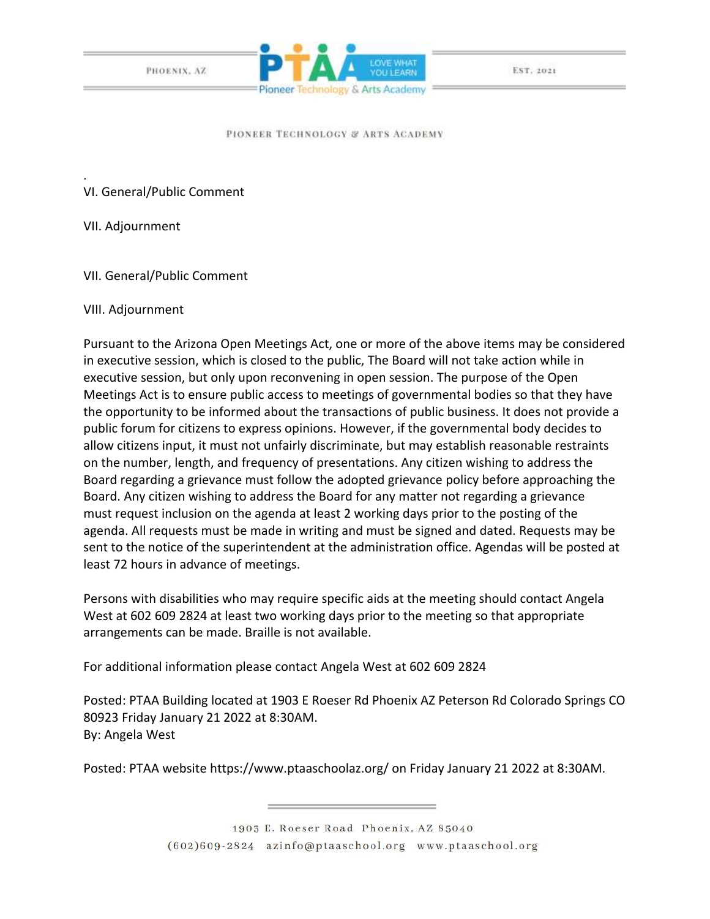.

VI. General/Public Comment

VII. Adjournment

VII. General/Public Comment

VIII. Adjournment

Pursuant to the Arizona Open Meetings Act, one or more of the above items may be considered in executive session, which is closed to the public, The Board will not take action while in executive session, but only upon reconvening in open session. The purpose of the Open Meetings Act is to ensure public access to meetings of governmental bodies so that they have the opportunity to be informed about the transactions of public business. It does not provide a public forum for citizens to express opinions. However, if the governmental body decides to allow citizens input, it must not unfairly discriminate, but may establish reasonable restraints on the number, length, and frequency of presentations. Any citizen wishing to address the Board regarding a grievance must follow the adopted grievance policy before approaching the Board. Any citizen wishing to address the Board for any matter not regarding a grievance must request inclusion on the agenda at least 2 working days prior to the posting of the agenda. All requests must be made in writing and must be signed and dated. Requests may be sent to the notice of the superintendent at the administration office. Agendas will be posted at least 72 hours in advance of meetings.

Persons with disabilities who may require specific aids at the meeting should contact Angela West at 602 609 2824 at least two working days prior to the meeting so that appropriate arrangements can be made. Braille is not available.

For additional information please contact Angela West at 602 609 2824

Posted: PTAA Building located at 1903 E Roeser Rd Phoenix AZ Peterson Rd Colorado Springs CO 80923 Friday January 21 2022 at 8:30AM.
By: Angela West

Posted: PTAA website https://www.ptaaschoolaz.org/ on Friday January 21 2022 at 8:30AM.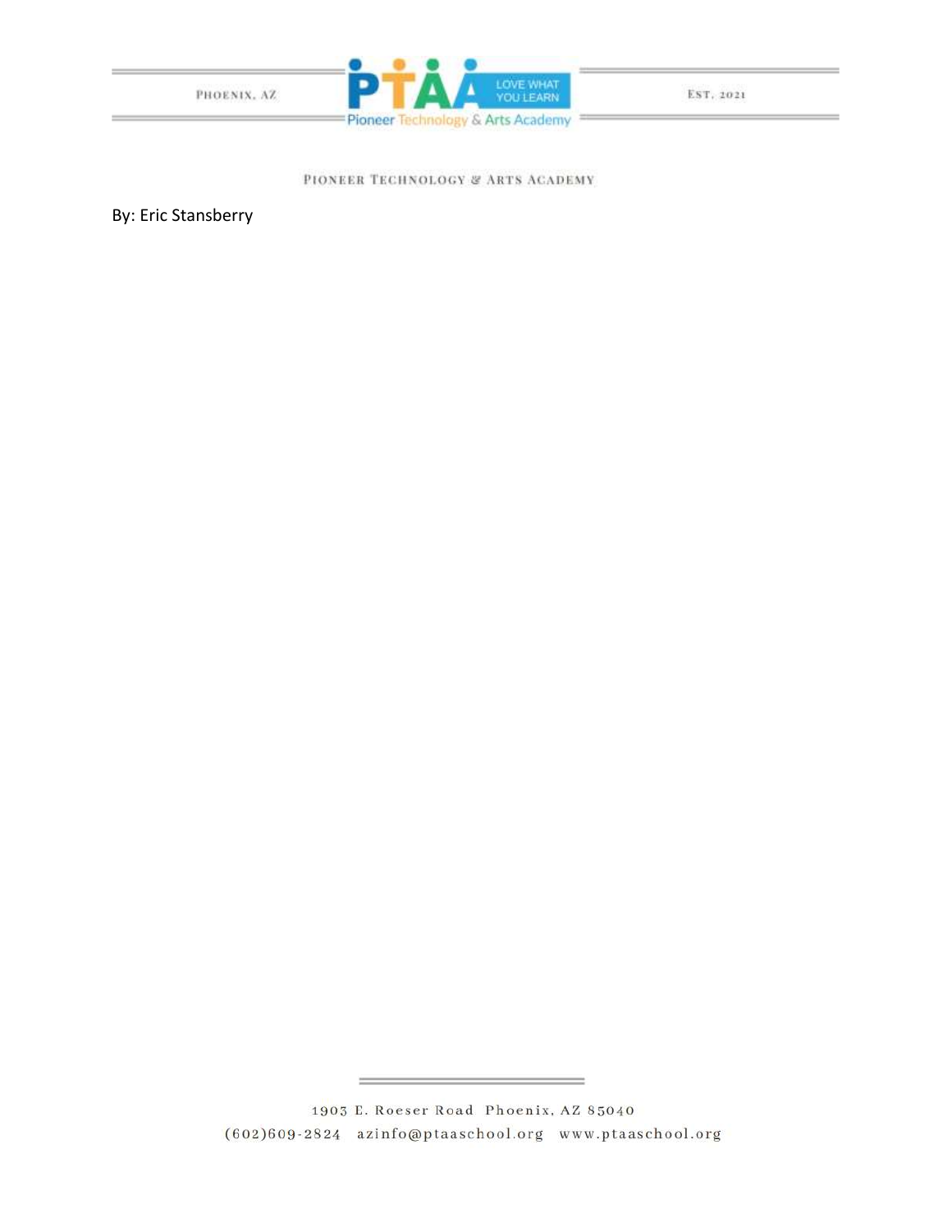PHOENIX, AZ

PTAA LOVE WHAT YOU LEARN

Pioneer Technology & Arts Academy

EST. 2021

PIONEER TECHNOLOGY & ARTS ACADEMY

By: Eric Stansberry

1903 E. Roeser Road Phoenix, AZ 85040

(602)609-2824 azinfo@ptaaschool.org www.ptaaschool.org